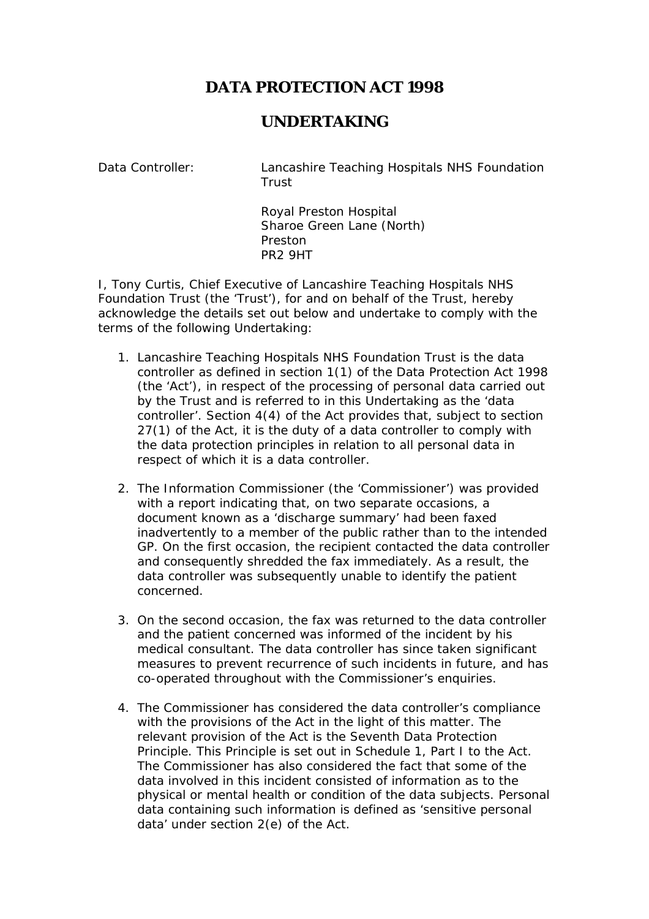# DATA PROTECTION ACT 1998

# UNDERTAKING

Data Controller: Lancashire Teaching Hospitals NHS Foundation Trust

Royal Preston Hospital
Sharoe Green Lane (North)
Preston
PR2 9HT

I, Tony Curtis, Chief Executive of Lancashire Teaching Hospitals NHS Foundation Trust (the 'Trust'), for and on behalf of the Trust, hereby acknowledge the details set out below and undertake to comply with the terms of the following Undertaking:

1. Lancashire Teaching Hospitals NHS Foundation Trust is the data controller as defined in section 1(1) of the Data Protection Act 1998 (the 'Act'), in respect of the processing of personal data carried out by the Trust and is referred to in this Undertaking as the 'data controller'. Section 4(4) of the Act provides that, subject to section 27(1) of the Act, it is the duty of a data controller to comply with the data protection principles in relation to all personal data in respect of which it is a data controller.

2. The Information Commissioner (the 'Commissioner') was provided with a report indicating that, on two separate occasions, a document known as a 'discharge summary' had been faxed inadvertently to a member of the public rather than to the intended GP. On the first occasion, the recipient contacted the data controller and consequently shredded the fax immediately. As a result, the data controller was subsequently unable to identify the patient concerned.

3. On the second occasion, the fax was returned to the data controller and the patient concerned was informed of the incident by his medical consultant. The data controller has since taken significant measures to prevent recurrence of such incidents in future, and has co-operated throughout with the Commissioner's enquiries.

4. The Commissioner has considered the data controller's compliance with the provisions of the Act in the light of this matter. The relevant provision of the Act is the Seventh Data Protection Principle. This Principle is set out in Schedule 1, Part I to the Act. The Commissioner has also considered the fact that some of the data involved in this incident consisted of information as to the physical or mental health or condition of the data subjects. Personal data containing such information is defined as 'sensitive personal data' under section 2(e) of the Act.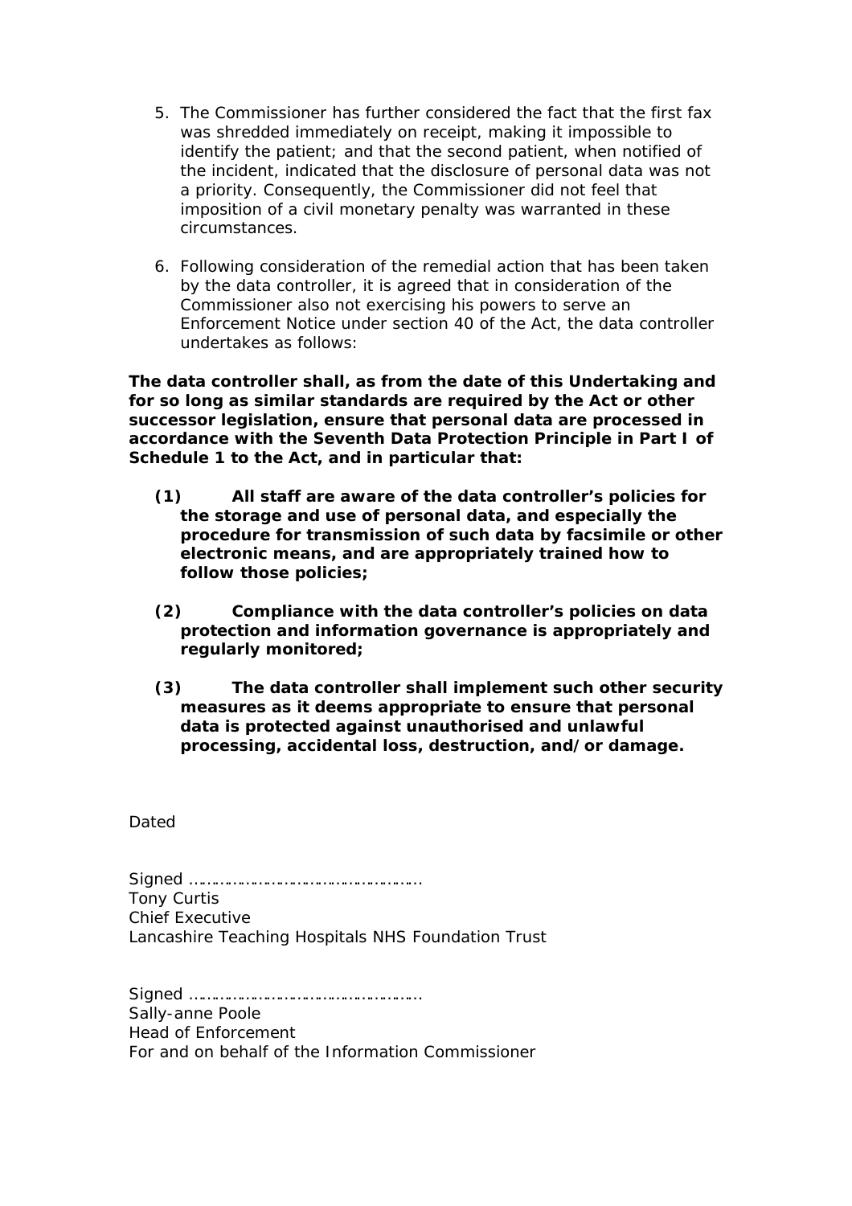5. The Commissioner has further considered the fact that the first fax was shredded immediately on receipt, making it impossible to identify the patient; and that the second patient, when notified of the incident, indicated that the disclosure of personal data was not a priority. Consequently, the Commissioner did not feel that imposition of a civil monetary penalty was warranted in these circumstances.

6. Following consideration of the remedial action that has been taken by the data controller, it is agreed that in consideration of the Commissioner also not exercising his powers to serve an Enforcement Notice under section 40 of the Act, the data controller undertakes as follows:

**The data controller shall, as from the date of this Undertaking and for so long as similar standards are required by the Act or other successor legislation, ensure that personal data are processed in accordance with the Seventh Data Protection Principle in Part I of Schedule 1 to the Act, and in particular that:**

**(1) All staff are aware of the data controller's policies for the storage and use of personal data, and especially the procedure for transmission of such data by facsimile or other electronic means, and are appropriately trained how to follow those policies;**

**(2) Compliance with the data controller's policies on data protection and information governance is appropriately and regularly monitored;**

**(3) The data controller shall implement such other security measures as it deems appropriate to ensure that personal data is protected against unauthorised and unlawful processing, accidental loss, destruction, and/or damage.**

Dated

Signed ……………………………………………
Tony Curtis
Chief Executive
Lancashire Teaching Hospitals NHS Foundation Trust

Signed ……………………………………………
Sally-anne Poole
Head of Enforcement
For and on behalf of the Information Commissioner